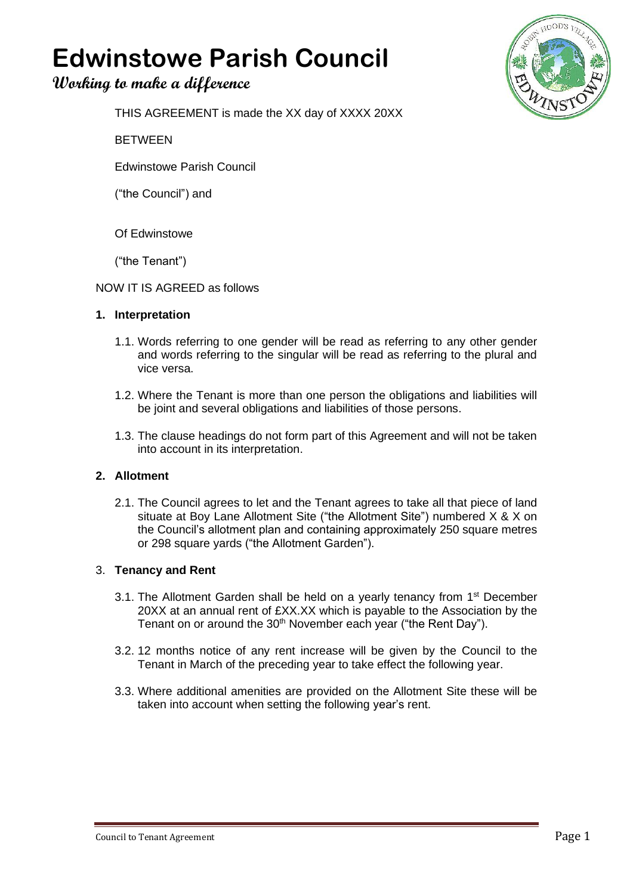# Edwinstowe Parish Council

## Working to make a difference

THIS AGREEMENT is made the XX day of XXXX 20XX

BETWEEN

Edwinstowe Parish Council

("the Council") and

Of Edwinstowe

("the Tenant")

NOW IT IS AGREED as follows

**1. Interpretation**

1.1. Words referring to one gender will be read as referring to any other gender and words referring to the singular will be read as referring to the plural and vice versa.

1.2. Where the Tenant is more than one person the obligations and liabilities will be joint and several obligations and liabilities of those persons.

1.3. The clause headings do not form part of this Agreement and will not be taken into account in its interpretation.

**2. Allotment**

2.1. The Council agrees to let and the Tenant agrees to take all that piece of land situate at Boy Lane Allotment Site ("the Allotment Site") numbered X & X on the Council's allotment plan and containing approximately 250 square metres or 298 square yards ("the Allotment Garden").

3. **Tenancy and Rent**

3.1. The Allotment Garden shall be held on a yearly tenancy from 1st December 20XX at an annual rent of £XX.XX which is payable to the Association by the Tenant on or around the 30th November each year ("the Rent Day").

3.2. 12 months notice of any rent increase will be given by the Council to the Tenant in March of the preceding year to take effect the following year.

3.3. Where additional amenities are provided on the Allotment Site these will be taken into account when setting the following year's rent.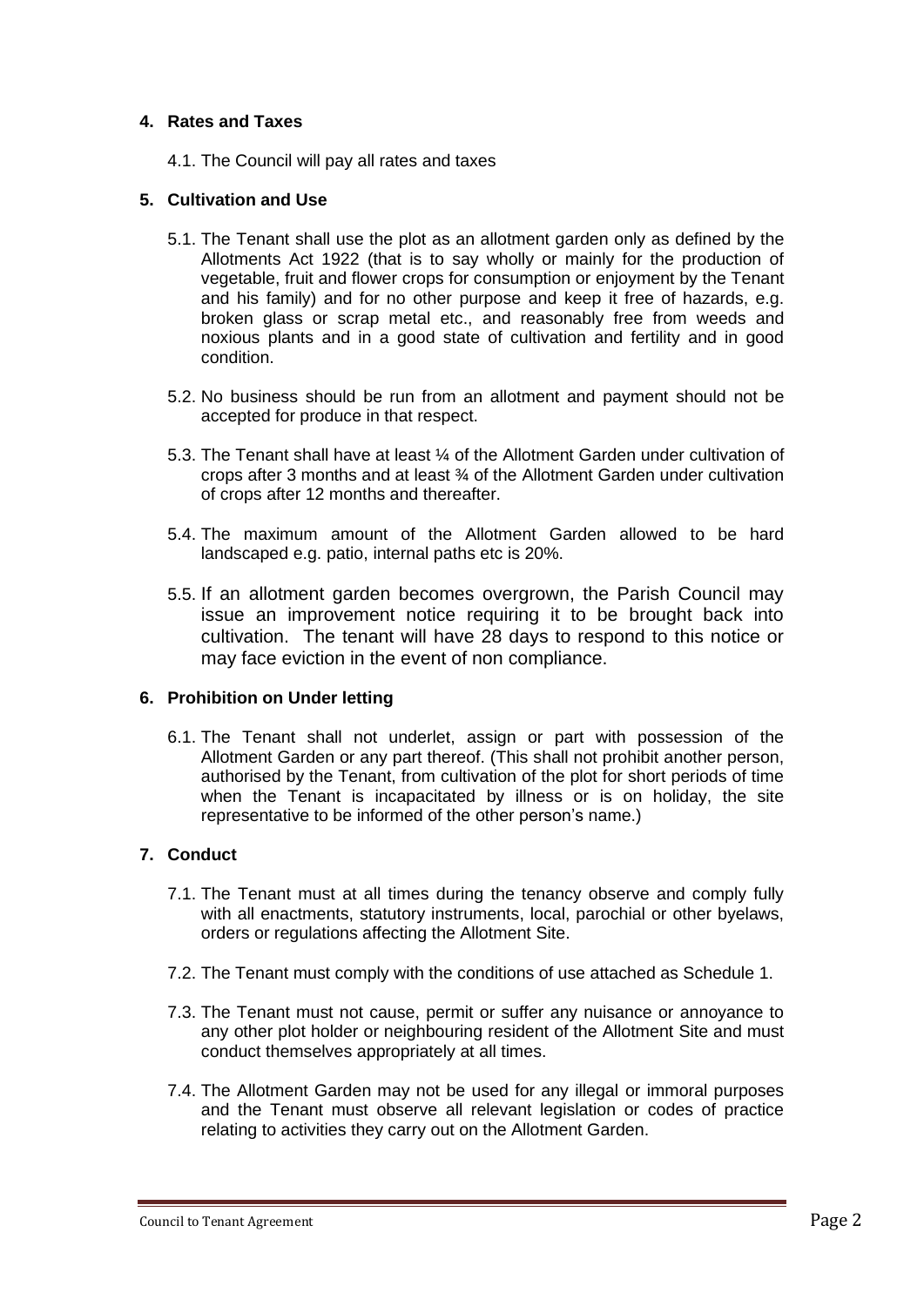## 4. Rates and Taxes

4.1. The Council will pay all rates and taxes

## 5. Cultivation and Use

5.1. The Tenant shall use the plot as an allotment garden only as defined by the Allotments Act 1922 (that is to say wholly or mainly for the production of vegetable, fruit and flower crops for consumption or enjoyment by the Tenant and his family) and for no other purpose and keep it free of hazards, e.g. broken glass or scrap metal etc., and reasonably free from weeds and noxious plants and in a good state of cultivation and fertility and in good condition.

5.2. No business should be run from an allotment and payment should not be accepted for produce in that respect.

5.3. The Tenant shall have at least ¼ of the Allotment Garden under cultivation of crops after 3 months and at least ¾ of the Allotment Garden under cultivation of crops after 12 months and thereafter.

5.4. The maximum amount of the Allotment Garden allowed to be hard landscaped e.g. patio, internal paths etc is 20%.

5.5. If an allotment garden becomes overgrown, the Parish Council may issue an improvement notice requiring it to be brought back into cultivation. The tenant will have 28 days to respond to this notice or may face eviction in the event of non compliance.

## 6. Prohibition on Under letting

6.1. The Tenant shall not underlet, assign or part with possession of the Allotment Garden or any part thereof. (This shall not prohibit another person, authorised by the Tenant, from cultivation of the plot for short periods of time when the Tenant is incapacitated by illness or is on holiday, the site representative to be informed of the other person's name.)

## 7. Conduct

7.1. The Tenant must at all times during the tenancy observe and comply fully with all enactments, statutory instruments, local, parochial or other byelaws, orders or regulations affecting the Allotment Site.

7.2. The Tenant must comply with the conditions of use attached as Schedule 1.

7.3. The Tenant must not cause, permit or suffer any nuisance or annoyance to any other plot holder or neighbouring resident of the Allotment Site and must conduct themselves appropriately at all times.

7.4. The Allotment Garden may not be used for any illegal or immoral purposes and the Tenant must observe all relevant legislation or codes of practice relating to activities they carry out on the Allotment Garden.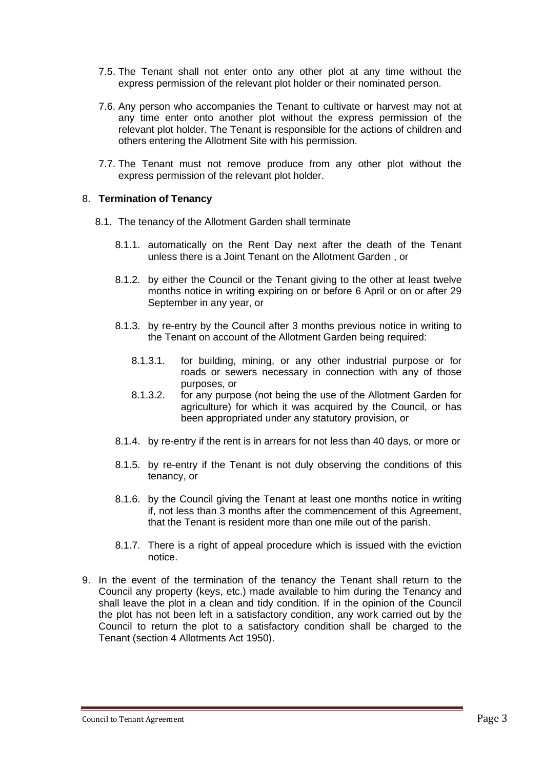7.5. The Tenant shall not enter onto any other plot at any time without the express permission of the relevant plot holder or their nominated person.

7.6. Any person who accompanies the Tenant to cultivate or harvest may not at any time enter onto another plot without the express permission of the relevant plot holder. The Tenant is responsible for the actions of children and others entering the Allotment Site with his permission.

7.7. The Tenant must not remove produce from any other plot without the express permission of the relevant plot holder.

8. **Termination of Tenancy**

8.1. The tenancy of the Allotment Garden shall terminate

8.1.1. automatically on the Rent Day next after the death of the Tenant unless there is a Joint Tenant on the Allotment Garden , or

8.1.2. by either the Council or the Tenant giving to the other at least twelve months notice in writing expiring on or before 6 April or on or after 29 September in any year, or

8.1.3. by re-entry by the Council after 3 months previous notice in writing to the Tenant on account of the Allotment Garden being required:

8.1.3.1. for building, mining, or any other industrial purpose or for roads or sewers necessary in connection with any of those purposes, or

8.1.3.2. for any purpose (not being the use of the Allotment Garden for agriculture) for which it was acquired by the Council, or has been appropriated under any statutory provision, or

8.1.4. by re-entry if the rent is in arrears for not less than 40 days, or more or

8.1.5. by re-entry if the Tenant is not duly observing the conditions of this tenancy, or

8.1.6. by the Council giving the Tenant at least one months notice in writing if, not less than 3 months after the commencement of this Agreement, that the Tenant is resident more than one mile out of the parish.

8.1.7. There is a right of appeal procedure which is issued with the eviction notice.

9. In the event of the termination of the tenancy the Tenant shall return to the Council any property (keys, etc.) made available to him during the Tenancy and shall leave the plot in a clean and tidy condition. If in the opinion of the Council the plot has not been left in a satisfactory condition, any work carried out by the Council to return the plot to a satisfactory condition shall be charged to the Tenant (section 4 Allotments Act 1950).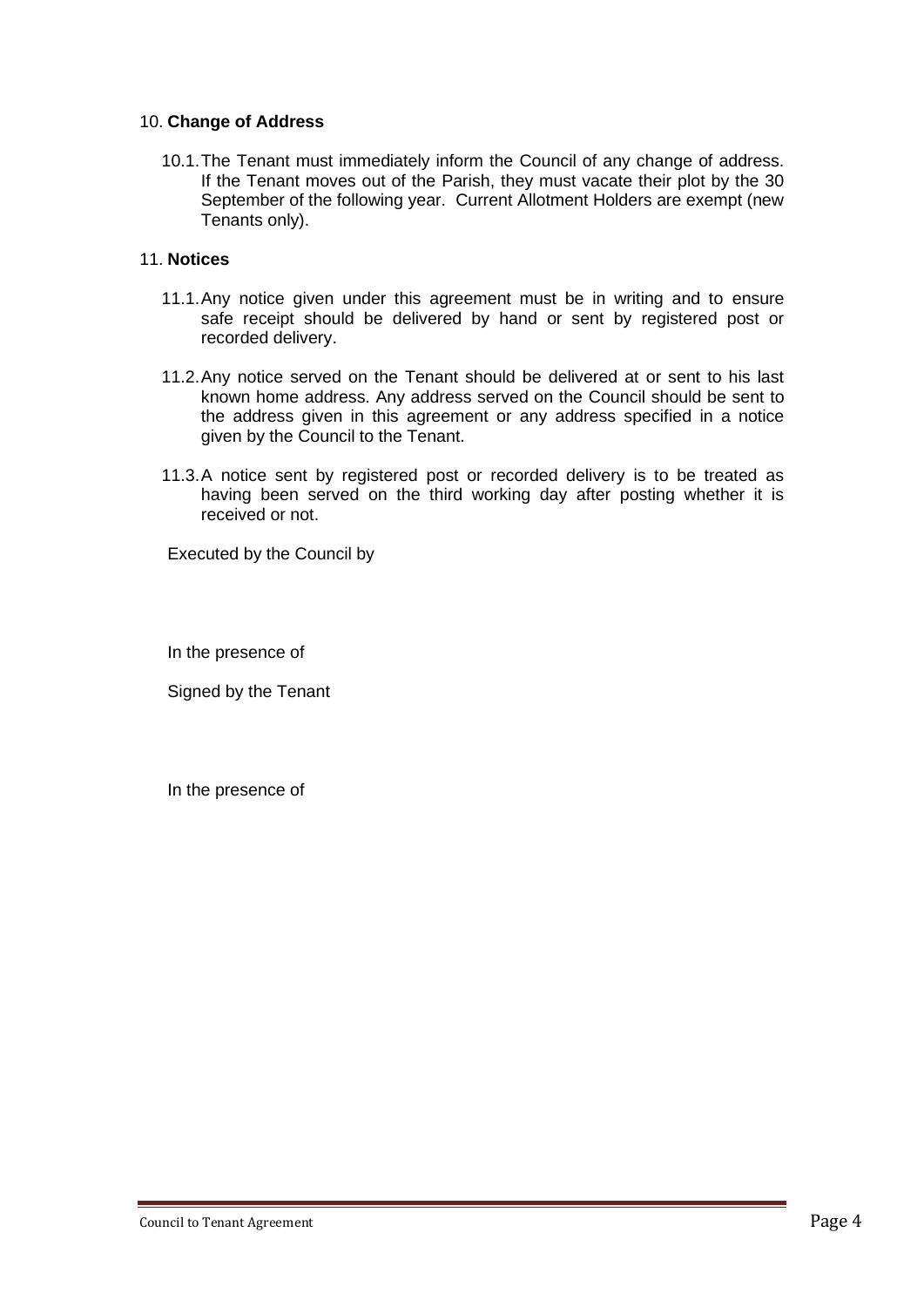10. **Change of Address**

10.1. The Tenant must immediately inform the Council of any change of address. If the Tenant moves out of the Parish, they must vacate their plot by the 30 September of the following year. Current Allotment Holders are exempt (new Tenants only).

11. **Notices**

11.1. Any notice given under this agreement must be in writing and to ensure safe receipt should be delivered by hand or sent by registered post or recorded delivery.

11.2. Any notice served on the Tenant should be delivered at or sent to his last known home address. Any address served on the Council should be sent to the address given in this agreement or any address specified in a notice given by the Council to the Tenant.

11.3. A notice sent by registered post or recorded delivery is to be treated as having been served on the third working day after posting whether it is received or not.

Executed by the Council by

In the presence of

Signed by the Tenant

In the presence of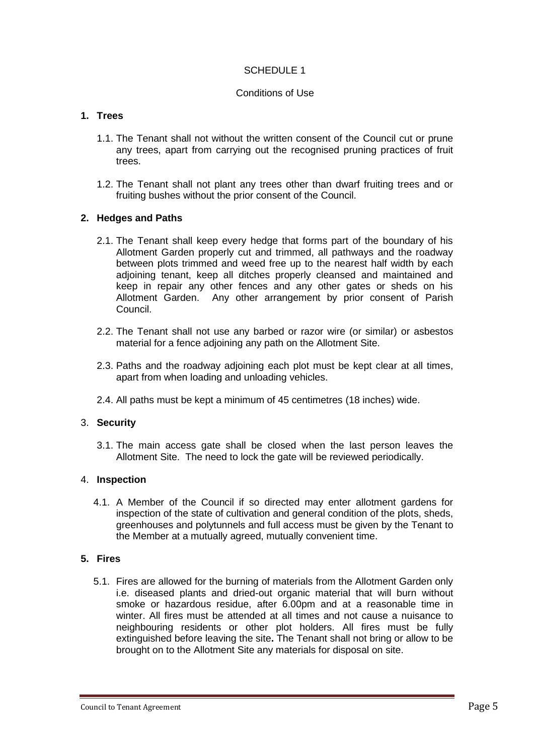SCHEDULE 1

Conditions of Use

## 1. Trees

1.1. The Tenant shall not without the written consent of the Council cut or prune any trees, apart from carrying out the recognised pruning practices of fruit trees.

1.2. The Tenant shall not plant any trees other than dwarf fruiting trees and or fruiting bushes without the prior consent of the Council.

## 2. Hedges and Paths

2.1. The Tenant shall keep every hedge that forms part of the boundary of his Allotment Garden properly cut and trimmed, all pathways and the roadway between plots trimmed and weed free up to the nearest half width by each adjoining tenant, keep all ditches properly cleansed and maintained and keep in repair any other fences and any other gates or sheds on his Allotment Garden. Any other arrangement by prior consent of Parish Council.

2.2. The Tenant shall not use any barbed or razor wire (or similar) or asbestos material for a fence adjoining any path on the Allotment Site.

2.3. Paths and the roadway adjoining each plot must be kept clear at all times, apart from when loading and unloading vehicles.

2.4. All paths must be kept a minimum of 45 centimetres (18 inches) wide.

## 3. Security

3.1. The main access gate shall be closed when the last person leaves the Allotment Site. The need to lock the gate will be reviewed periodically.

## 4. Inspection

4.1. A Member of the Council if so directed may enter allotment gardens for inspection of the state of cultivation and general condition of the plots, sheds, greenhouses and polytunnels and full access must be given by the Tenant to the Member at a mutually agreed, mutually convenient time.

## 5. Fires

5.1. Fires are allowed for the burning of materials from the Allotment Garden only i.e. diseased plants and dried-out organic material that will burn without smoke or hazardous residue, after 6.00pm and at a reasonable time in winter. All fires must be attended at all times and not cause a nuisance to neighbouring residents or other plot holders. All fires must be fully extinguished before leaving the site**.** The Tenant shall not bring or allow to be brought on to the Allotment Site any materials for disposal on site.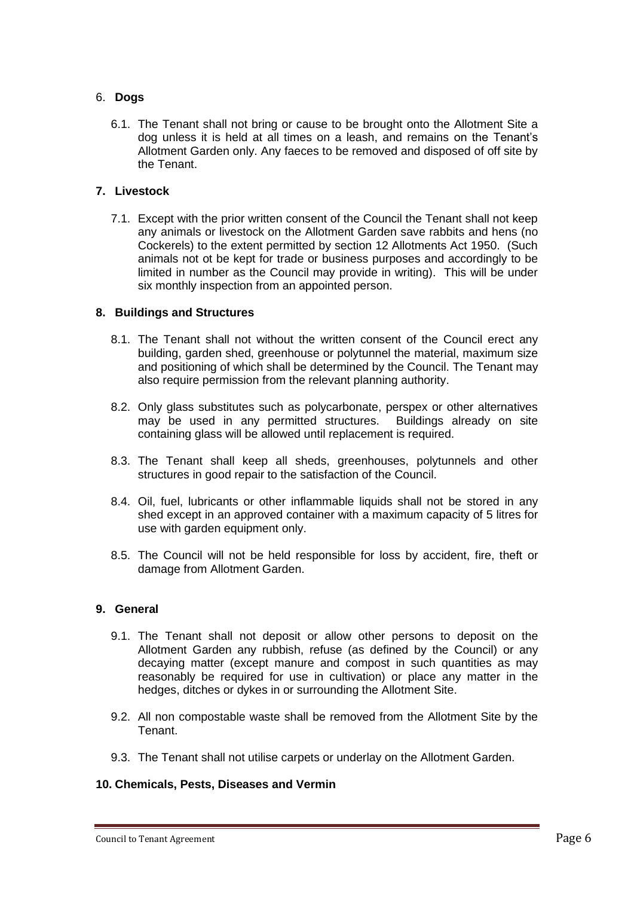## 6. **Dogs**

6.1. The Tenant shall not bring or cause to be brought onto the Allotment Site a dog unless it is held at all times on a leash, and remains on the Tenant's Allotment Garden only. Any faeces to be removed and disposed of off site by the Tenant.

## **7. Livestock**

7.1. Except with the prior written consent of the Council the Tenant shall not keep any animals or livestock on the Allotment Garden save rabbits and hens (no Cockerels) to the extent permitted by section 12 Allotments Act 1950. (Such animals not ot be kept for trade or business purposes and accordingly to be limited in number as the Council may provide in writing). This will be under six monthly inspection from an appointed person.

## **8. Buildings and Structures**

8.1. The Tenant shall not without the written consent of the Council erect any building, garden shed, greenhouse or polytunnel the material, maximum size and positioning of which shall be determined by the Council. The Tenant may also require permission from the relevant planning authority.

8.2. Only glass substitutes such as polycarbonate, perspex or other alternatives may be used in any permitted structures. Buildings already on site containing glass will be allowed until replacement is required.

8.3. The Tenant shall keep all sheds, greenhouses, polytunnels and other structures in good repair to the satisfaction of the Council.

8.4. Oil, fuel, lubricants or other inflammable liquids shall not be stored in any shed except in an approved container with a maximum capacity of 5 litres for use with garden equipment only.

8.5. The Council will not be held responsible for loss by accident, fire, theft or damage from Allotment Garden.

## **9. General**

9.1. The Tenant shall not deposit or allow other persons to deposit on the Allotment Garden any rubbish, refuse (as defined by the Council) or any decaying matter (except manure and compost in such quantities as may reasonably be required for use in cultivation) or place any matter in the hedges, ditches or dykes in or surrounding the Allotment Site.

9.2. All non compostable waste shall be removed from the Allotment Site by the Tenant.

9.3. The Tenant shall not utilise carpets or underlay on the Allotment Garden.

## **10. Chemicals, Pests, Diseases and Vermin**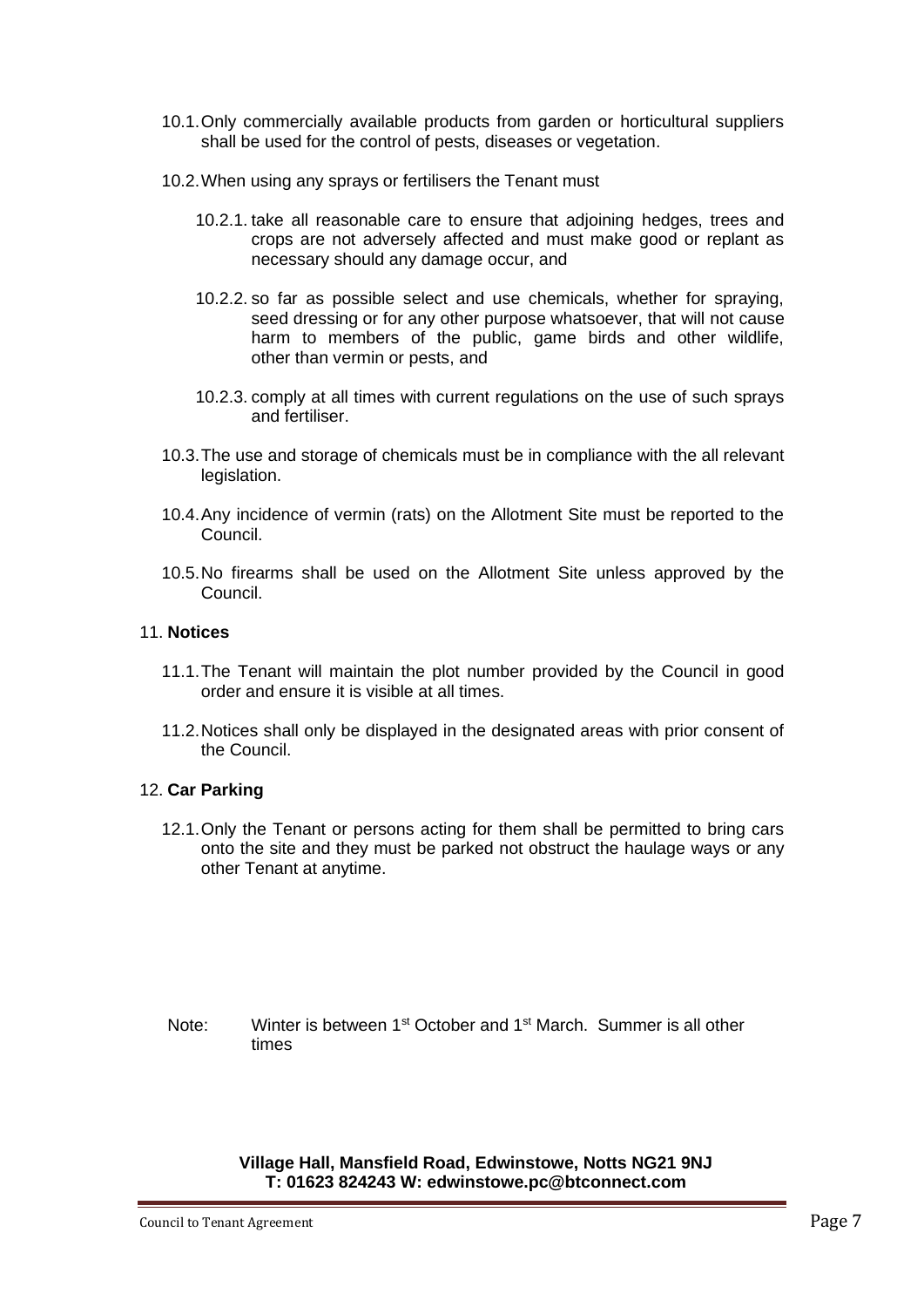10.1. Only commercially available products from garden or horticultural suppliers shall be used for the control of pests, diseases or vegetation.

10.2. When using any sprays or fertilisers the Tenant must

10.2.1. take all reasonable care to ensure that adjoining hedges, trees and crops are not adversely affected and must make good or replant as necessary should any damage occur, and

10.2.2. so far as possible select and use chemicals, whether for spraying, seed dressing or for any other purpose whatsoever, that will not cause harm to members of the public, game birds and other wildlife, other than vermin or pests, and

10.2.3. comply at all times with current regulations on the use of such sprays and fertiliser.

10.3. The use and storage of chemicals must be in compliance with the all relevant legislation.

10.4. Any incidence of vermin (rats) on the Allotment Site must be reported to the Council.

10.5. No firearms shall be used on the Allotment Site unless approved by the Council.

11. **Notices**

11.1. The Tenant will maintain the plot number provided by the Council in good order and ensure it is visible at all times.

11.2. Notices shall only be displayed in the designated areas with prior consent of the Council.

12. **Car Parking**

12.1. Only the Tenant or persons acting for them shall be permitted to bring cars onto the site and they must be parked not obstruct the haulage ways or any other Tenant at anytime.

Note: Winter is between 1st October and 1st March. Summer is all other times

**Village Hall, Mansfield Road, Edwinstowe, Notts NG21 9NJ**
**T: 01623 824243 W: edwinstowe.pc@btconnect.com**